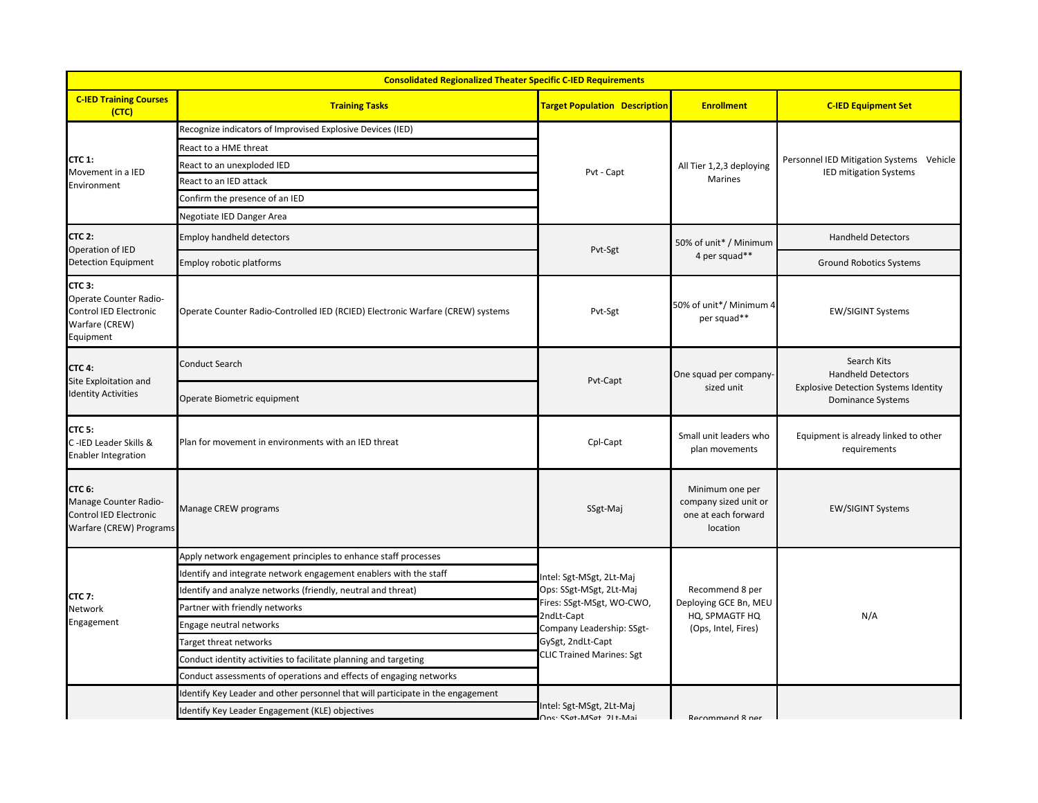| Consolidated Regionalized Theater Specific C-IED Requirements | | | | |
|---|---|---|---|---|
| **C-IED Training Courses (CTC)** | **Training Tasks** | **Target Population Description** | **Enrollment** | **C-IED Equipment Set** |
| **CTC 1:** Movement in a IED Environment | Recognize indicators of Improvised Explosive Devices (IED) | Pvt - Capt | All Tier 1,2,3 deploying Marines | Personnel IED Mitigation Systems Vehicle IED mitigation Systems |
| | React to a HME threat | | | |
| | React to an unexploded IED | | | |
| | React to an IED attack | | | |
| | Confirm the presence of an IED | | | |
| | Negotiate IED Danger Area | | | |
| **CTC 2:** Operation of IED Detection Equipment | Employ handheld detectors | Pvt-Sgt | 50% of unit* / Minimum 4 per squad** | Handheld Detectors |
| | Employ robotic platforms | | | Ground Robotics Systems |
| **CTC 3:** Operate Counter Radio-Control IED Electronic Warfare (CREW) Equipment | Operate Counter Radio-Controlled IED (RCIED) Electronic Warfare (CREW) systems | Pvt-Sgt | 50% of unit*/ Minimum 4 per squad** | EW/SIGINT Systems |
| **CTC 4:** Site Exploitation and Identity Activities | Conduct Search | Pvt-Capt | One squad per company-sized unit | Search Kits Handheld Detectors Explosive Detection Systems Identity Dominance Systems |
| | Operate Biometric equipment | | | |
| **CTC 5:** C -IED Leader Skills & Enabler Integration | Plan for movement in environments with an IED threat | Cpl-Capt | Small unit leaders who plan movements | Equipment is already linked to other requirements |
| **CTC 6:** Manage Counter Radio-Control IED Electronic Warfare (CREW) Programs | Manage CREW programs | SSgt-Maj | Minimum one per company sized unit or one at each forward location | EW/SIGINT Systems |
| **CTC 7:** Network Engagement | Apply network engagement principles to enhance staff processes | Intel: Sgt-MSgt, 2Lt-Maj<br>Ops: SSgt-MSgt, 2Lt-Maj<br>Fires: SSgt-MSgt, WO-CWO, 2ndLt-Capt<br>Company Leadership: SSgt-GySgt, 2ndLt-Capt<br>CLIC Trained Marines: Sgt | Recommend 8 per Deploying GCE Bn, MEU HQ, SPMAGTF HQ (Ops, Intel, Fires) | N/A |
| | Identify and integrate network engagement enablers with the staff | | | |
| | Identify and analyze networks (friendly, neutral and threat) | | | |
| | Partner with friendly networks | | | |
| | Engage neutral networks | | | |
| | Target threat networks | | | |
| | Conduct identity activities to facilitate planning and targeting | | | |
| | Conduct assessments of operations and effects of engaging networks | | | |
| | Identify Key Leader and other personnel that will participate in the engagement | Intel: Sgt-MSgt, 2Lt-Maj<br>Ops: SSgt-MSgt, 2Lt-Maj | Recommend 8 per | |
| | Identify Key Leader Engagement (KLE) objectives | | | |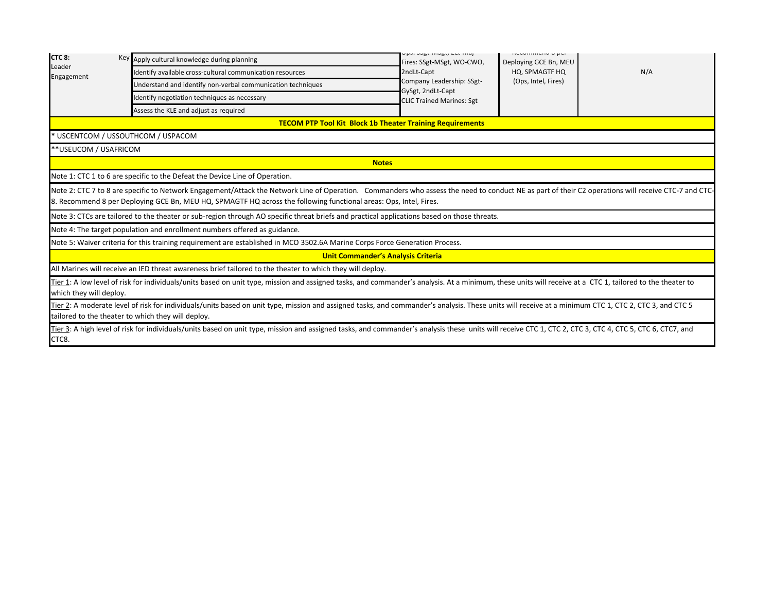| | | | | | |
|---|---|---|---|---|---|
| **CTC 8:** Leader Engagement | Key | Apply cultural knowledge during planning<br>Identify available cross-cultural communication resources<br>Understand and identify non-verbal communication techniques<br>Identify negotiation techniques as necessary<br>Assess the KLE and adjust as required | Ops: SSgt-MSgt, 2Lt-Maj<br>Fires: SSgt-MSgt, WO-CWO, 2ndLt-Capt<br>Company Leadership: SSgt-GySgt, 2ndLt-Capt<br>CLIC Trained Marines: Sgt | Recommend 8 per Deploying GCE Bn, MEU HQ, SPMAGTF HQ (Ops, Intel, Fires) | N/A |

**TECOM PTP Tool Kit Block 1b Theater Training Requirements**

* USCENTCOM / USSOUTHCOM / USPACOM

**USEUCOM / USAFRICOM

**Notes**

Note 1: CTC 1 to 6 are specific to the Defeat the Device Line of Operation.

Note 2: CTC 7 to 8 are specific to Network Engagement/Attack the Network Line of Operation. Commanders who assess the need to conduct NE as part of their C2 operations will receive CTC-7 and CTC-8. Recommend 8 per Deploying GCE Bn, MEU HQ, SPMAGTF HQ across the following functional areas: Ops, Intel, Fires.

Note 3: CTCs are tailored to the theater or sub-region through AO specific threat briefs and practical applications based on those threats.

Note 4: The target population and enrollment numbers offered as guidance.

Note 5: Waiver criteria for this training requirement are established in MCO 3502.6A Marine Corps Force Generation Process.

**Unit Commander's Analysis Criteria**

All Marines will receive an IED threat awareness brief tailored to the theater to which they will deploy.

Tier 1: A low level of risk for individuals/units based on unit type, mission and assigned tasks, and commander's analysis. At a minimum, these units will receive at a CTC 1, tailored to the theater to which they will deploy.

Tier 2: A moderate level of risk for individuals/units based on unit type, mission and assigned tasks, and commander's analysis. These units will receive at a minimum CTC 1, CTC 2, CTC 3, and CTC 5 tailored to the theater to which they will deploy.

Tier 3: A high level of risk for individuals/units based on unit type, mission and assigned tasks, and commander's analysis these units will receive CTC 1, CTC 2, CTC 3, CTC 4, CTC 5, CTC 6, CTC7, and CTC8.